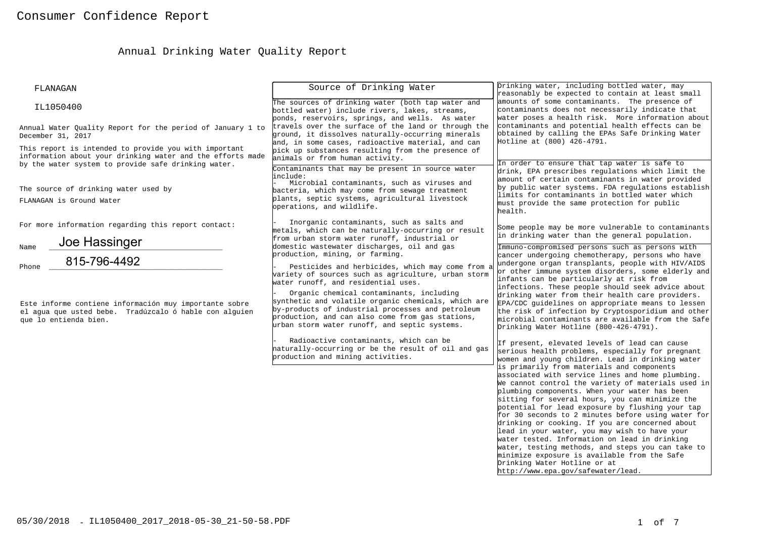# Consumer Confidence Report

## Annual Drinking Water Quality Report

FLANAGAN

IL1050400

Annual Water Quality Report for the period of January 1 to December 31, 2017

This report is intended to provide you with important information about your drinking water and the efforts made by the water system to provide safe drinking water.

The source of drinking water used by FLANAGAN is Ground Water

For more information regarding this report contact:

Name Joe Hassinger

Phone 815-796-4492

Este informe contiene información muy importante sobre el agua que usted bebe. Tradúzcalo ó hable con alguien que lo entienda bien.

### Source of Drinking Water

The sources of drinking water (both tap water and bottled water) include rivers, lakes, streams, ponds, reservoirs, springs, and wells. As water travels over the surface of the land or through the ground, it dissolves naturally-occurring minerals and, in some cases, radioactive material, and can pick up substances resulting from the presence of animals or from human activity.

Contaminants that may be present in source water include:

- Microbial contaminants, such as viruses and bacteria, which may come from sewage treatment plants, septic systems, agricultural livestock operations, and wildlife.
- Inorganic contaminants, such as salts and metals, which can be naturally-occurring or result from urban storm water runoff, industrial or domestic wastewater discharges, oil and gas production, mining, or farming.
- Pesticides and herbicides, which may come from a variety of sources such as agriculture, urban storm water runoff, and residential uses.
- Organic chemical contaminants, including synthetic and volatile organic chemicals, which are by-products of industrial processes and petroleum production, and can also come from gas stations, urban storm water runoff, and septic systems.
- Radioactive contaminants, which can be naturally-occurring or be the result of oil and gas production and mining activities.

Drinking water, including bottled water, may reasonably be expected to contain at least small amounts of some contaminants. The presence of contaminants does not necessarily indicate that water poses a health risk. More information about contaminants and potential health effects can be obtained by calling the EPAs Safe Drinking Water Hotline at (800) 426-4791.

In order to ensure that tap water is safe to drink, EPA prescribes regulations which limit the amount of certain contaminants in water provided by public water systems. FDA regulations establish limits for contaminants in bottled water which must provide the same protection for public health.

Some people may be more vulnerable to contaminants in drinking water than the general population.

Immuno-compromised persons such as persons with cancer undergoing chemotherapy, persons who have undergone organ transplants, people with HIV/AIDS or other immune system disorders, some elderly and infants can be particularly at risk from infections. These people should seek advice about drinking water from their health care providers. EPA/CDC guidelines on appropriate means to lessen the risk of infection by Cryptosporidium and other microbial contaminants are available from the Safe Drinking Water Hotline (800-426-4791).

If present, elevated levels of lead can cause serious health problems, especially for pregnant women and young children. Lead in drinking water is primarily from materials and components associated with service lines and home plumbing. We cannot control the variety of materials used in plumbing components. When your water has been sitting for several hours, you can minimize the potential for lead exposure by flushing your tap for 30 seconds to 2 minutes before using water for drinking or cooking. If you are concerned about lead in your water, you may wish to have your water tested. Information on lead in drinking water, testing methods, and steps you can take to minimize exposure is available from the Safe Drinking Water Hotline or at http://www.epa.gov/safewater/lead.

05/30/2018 - IL1050400_2017_2018-05-30_21-50-58.PDF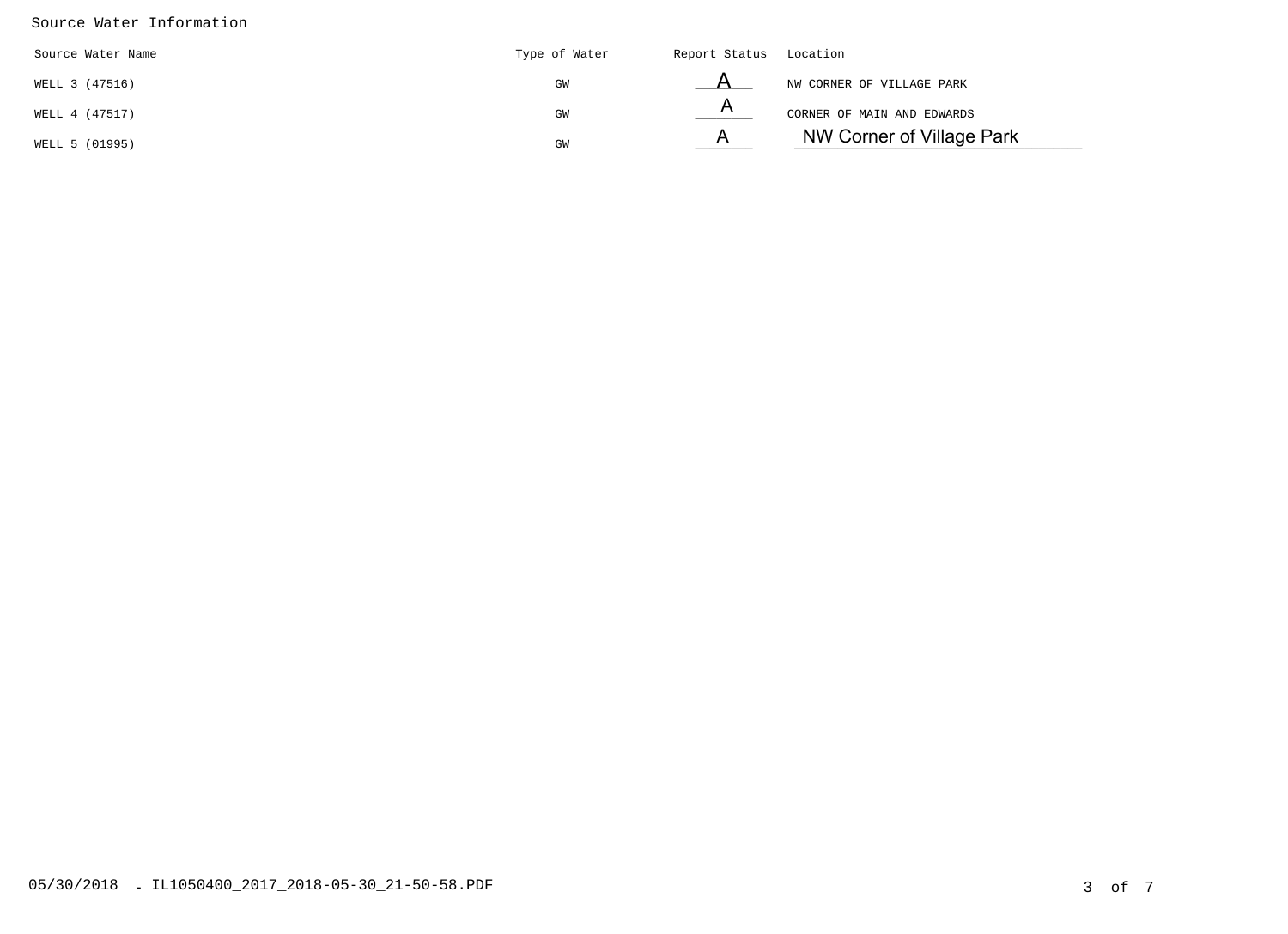Source Water Information

| Source Water Name | Type of Water | Report Status | Location |
| --- | --- | --- | --- |
| WELL 3 (47516) | GW | A | NW CORNER OF VILLAGE PARK |
| WELL 4 (47517) | GW | A | CORNER OF MAIN AND EDWARDS |
| WELL 5 (01995) | GW | A | NW Corner of Village Park |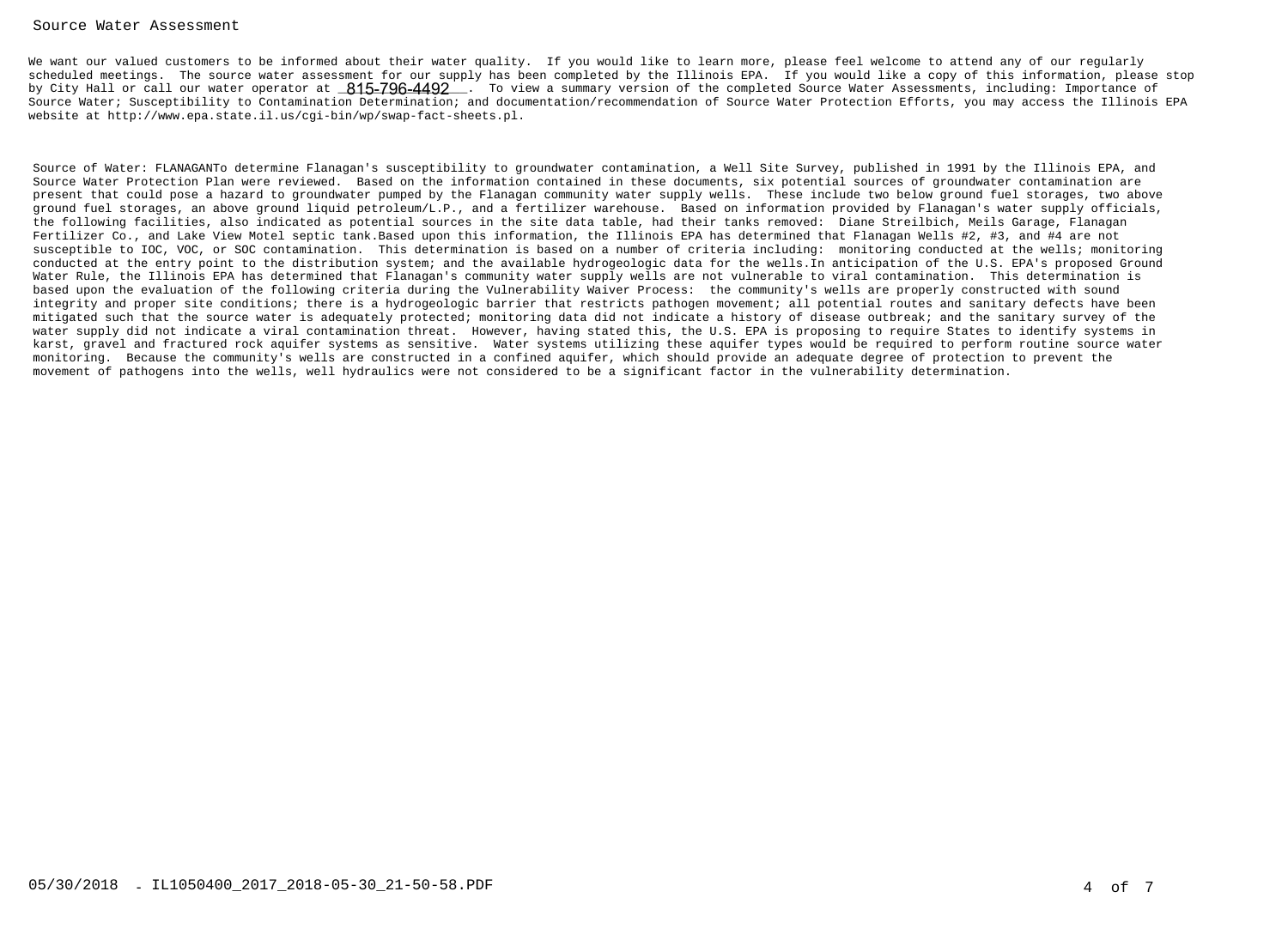# Source Water Assessment

We want our valued customers to be informed about their water quality. If you would like to learn more, please feel welcome to attend any of our regularly scheduled meetings. The source water assessment for our supply has been completed by the Illinois EPA. If you would like a copy of this information, please stop by City Hall or call our water operator at 815-796-4492. To view a summary version of the completed Source Water Assessments, including: Importance of Source Water; Susceptibility to Contamination Determination; and documentation/recommendation of Source Water Protection Efforts, you may access the Illinois EPA website at http://www.epa.state.il.us/cgi-bin/wp/swap-fact-sheets.pl.

Source of Water: FLANAGANTo determine Flanagan's susceptibility to groundwater contamination, a Well Site Survey, published in 1991 by the Illinois EPA, and Source Water Protection Plan were reviewed. Based on the information contained in these documents, six potential sources of groundwater contamination are present that could pose a hazard to groundwater pumped by the Flanagan community water supply wells. These include two below ground fuel storages, two above ground fuel storages, an above ground liquid petroleum/L.P., and a fertilizer warehouse. Based on information provided by Flanagan's water supply officials, the following facilities, also indicated as potential sources in the site data table, had their tanks removed: Diane Streilbich, Meils Garage, Flanagan Fertilizer Co., and Lake View Motel septic tank.Based upon this information, the Illinois EPA has determined that Flanagan Wells #2, #3, and #4 are not susceptible to IOC, VOC, or SOC contamination. This determination is based on a number of criteria including: monitoring conducted at the wells; monitoring conducted at the entry point to the distribution system; and the available hydrogeologic data for the wells.In anticipation of the U.S. EPA's proposed Ground Water Rule, the Illinois EPA has determined that Flanagan's community water supply wells are not vulnerable to viral contamination. This determination is based upon the evaluation of the following criteria during the Vulnerability Waiver Process: the community's wells are properly constructed with sound integrity and proper site conditions; there is a hydrogeologic barrier that restricts pathogen movement; all potential routes and sanitary defects have been mitigated such that the source water is adequately protected; monitoring data did not indicate a history of disease outbreak; and the sanitary survey of the water supply did not indicate a viral contamination threat. However, having stated this, the U.S. EPA is proposing to require States to identify systems in karst, gravel and fractured rock aquifer systems as sensitive. Water systems utilizing these aquifer types would be required to perform routine source water monitoring. Because the community's wells are constructed in a confined aquifer, which should provide an adequate degree of protection to prevent the movement of pathogens into the wells, well hydraulics were not considered to be a significant factor in the vulnerability determination.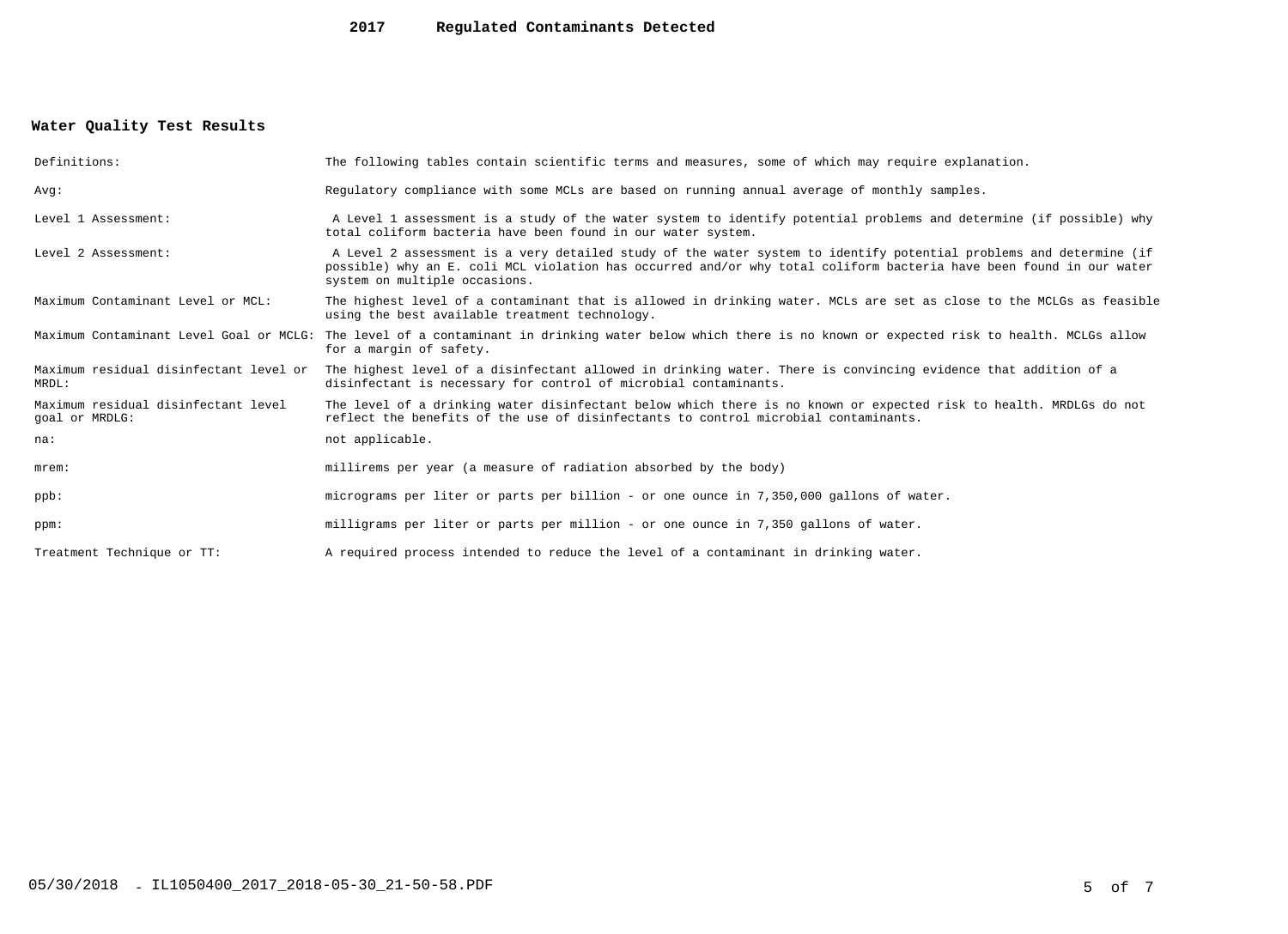# 2017 Regulated Contaminants Detected

## Water Quality Test Results

| | |
|---|---|
| Definitions: | The following tables contain scientific terms and measures, some of which may require explanation. |
| Avg: | Regulatory compliance with some MCLs are based on running annual average of monthly samples. |
| Level 1 Assessment: | A Level 1 assessment is a study of the water system to identify potential problems and determine (if possible) why total coliform bacteria have been found in our water system. |
| Level 2 Assessment: | A Level 2 assessment is a very detailed study of the water system to identify potential problems and determine (if possible) why an E. coli MCL violation has occurred and/or why total coliform bacteria have been found in our water system on multiple occasions. |
| Maximum Contaminant Level or MCL: | The highest level of a contaminant that is allowed in drinking water. MCLs are set as close to the MCLGs as feasible using the best available treatment technology. |
| Maximum Contaminant Level Goal or MCLG: | The level of a contaminant in drinking water below which there is no known or expected risk to health. MCLGs allow for a margin of safety. |
| Maximum residual disinfectant level or MRDL: | The highest level of a disinfectant allowed in drinking water. There is convincing evidence that addition of a disinfectant is necessary for control of microbial contaminants. |
| Maximum residual disinfectant level goal or MRDLG: | The level of a drinking water disinfectant below which there is no known or expected risk to health. MRDLGs do not reflect the benefits of the use of disinfectants to control microbial contaminants. |
| na: | not applicable. |
| mrem: | millirems per year (a measure of radiation absorbed by the body) |
| ppb: | micrograms per liter or parts per billion - or one ounce in 7,350,000 gallons of water. |
| ppm: | milligrams per liter or parts per million - or one ounce in 7,350 gallons of water. |
| Treatment Technique or TT: | A required process intended to reduce the level of a contaminant in drinking water. |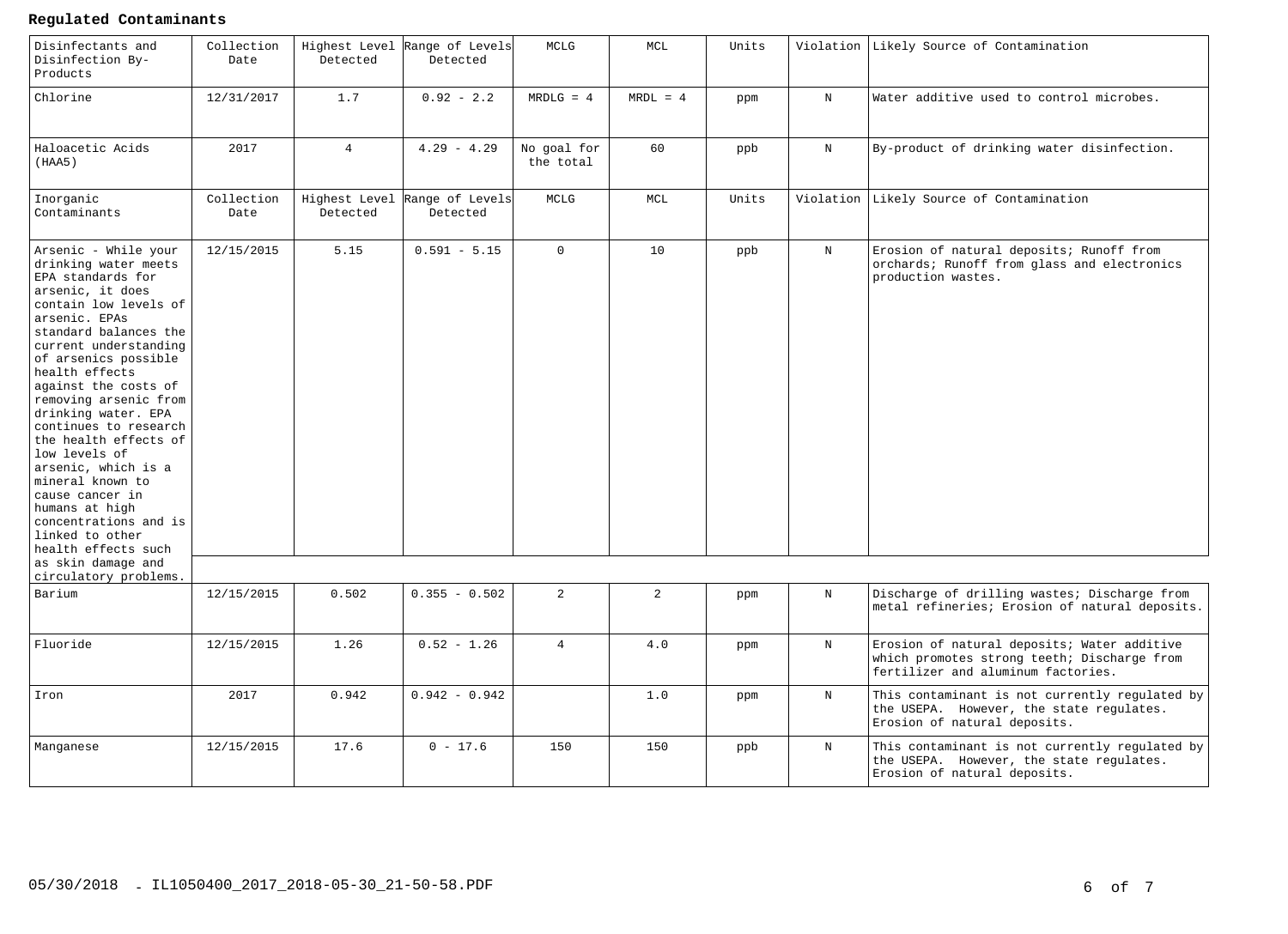**Regulated Contaminants**

| Disinfectants and Disinfection By-Products | Collection Date | Highest Level Detected | Range of Levels Detected | MCLG | MCL | Units | Violation | Likely Source of Contamination |
|---|---|---|---|---|---|---|---|---|
| Chlorine | 12/31/2017 | 1.7 | 0.92 - 2.2 | MRDLG = 4 | MRDL = 4 | ppm | N | Water additive used to control microbes. |
| Haloacetic Acids (HAA5) | 2017 | 4 | 4.29 - 4.29 | No goal for the total | 60 | ppb | N | By-product of drinking water disinfection. |
| **Inorganic Contaminants** | **Collection Date** | **Highest Level Detected** | **Range of Levels Detected** | **MCLG** | **MCL** | **Units** | **Violation** | **Likely Source of Contamination** |
| Arsenic - While your drinking water meets EPA standards for arsenic, it does contain low levels of arsenic. EPAs standard balances the current understanding of arsenics possible health effects against the costs of removing arsenic from drinking water. EPA continues to research the health effects of low levels of arsenic, which is a mineral known to cause cancer in humans at high concentrations and is linked to other health effects such as skin damage and circulatory problems. | 12/15/2015 | 5.15 | 0.591 - 5.15 | 0 | 10 | ppb | N | Erosion of natural deposits; Runoff from orchards; Runoff from glass and electronics production wastes. |
| Barium | 12/15/2015 | 0.502 | 0.355 - 0.502 | 2 | 2 | ppm | N | Discharge of drilling wastes; Discharge from metal refineries; Erosion of natural deposits. |
| Fluoride | 12/15/2015 | 1.26 | 0.52 - 1.26 | 4 | 4.0 | ppm | N | Erosion of natural deposits; Water additive which promotes strong teeth; Discharge from fertilizer and aluminum factories. |
| Iron | 2017 | 0.942 | 0.942 - 0.942 | | 1.0 | ppm | N | This contaminant is not currently regulated by the USEPA. However, the state regulates. Erosion of natural deposits. |
| Manganese | 12/15/2015 | 17.6 | 0 - 17.6 | 150 | 150 | ppb | N | This contaminant is not currently regulated by the USEPA. However, the state regulates. Erosion of natural deposits. |

05/30/2018 - IL1050400_2017_2018-05-30_21-50-58.PDF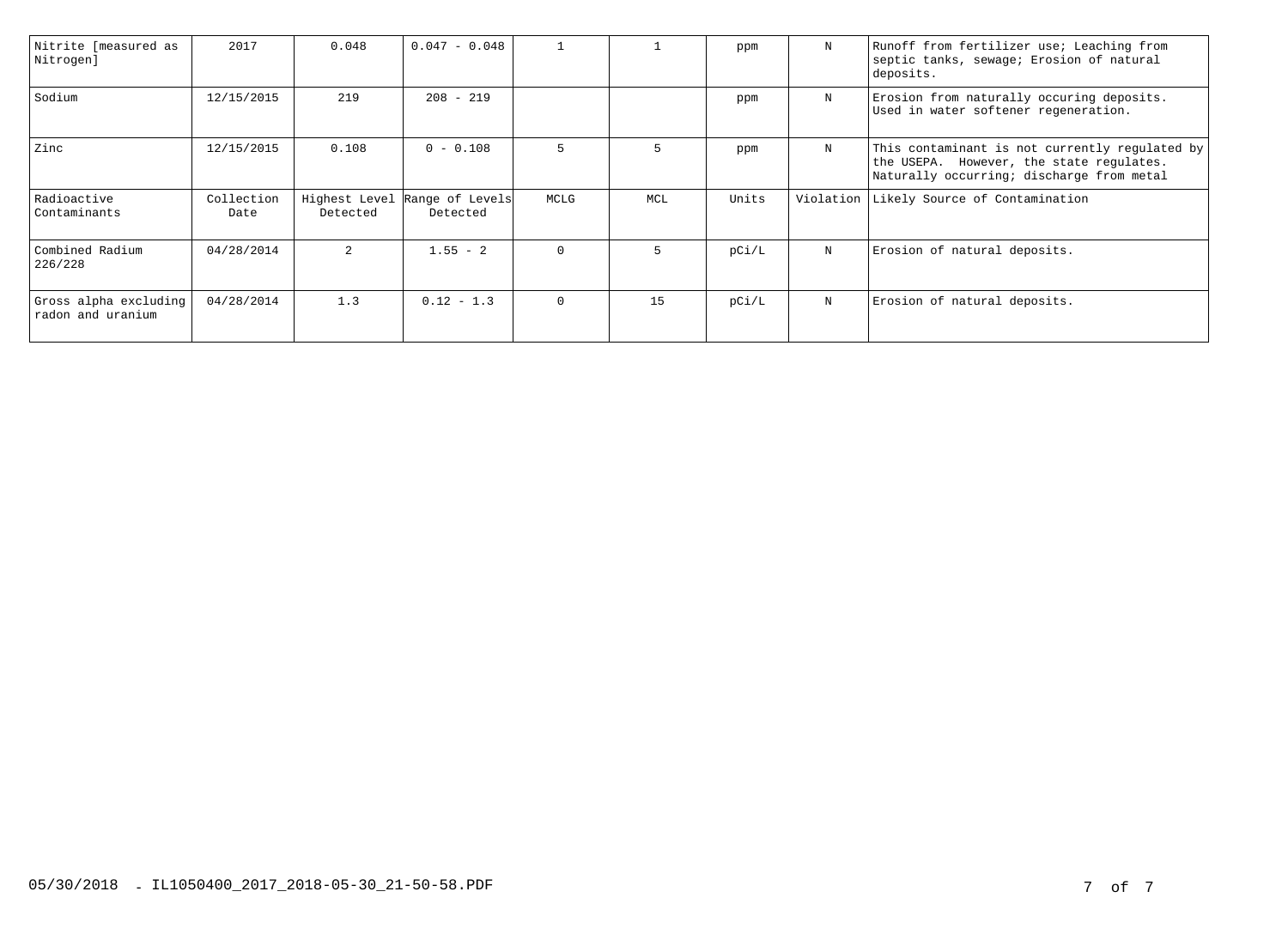| | | | | | | | | |
|---|---|---|---|---|---|---|---|---|
| Nitrite [measured as Nitrogen] | 2017 | 0.048 | 0.047 - 0.048 | 1 | 1 | ppm | N | Runoff from fertilizer use; Leaching from septic tanks, sewage; Erosion of natural deposits. |
| Sodium | 12/15/2015 | 219 | 208 - 219 | | | ppm | N | Erosion from naturally occuring deposits. Used in water softener regeneration. |
| Zinc | 12/15/2015 | 0.108 | 0 - 0.108 | 5 | 5 | ppm | N | This contaminant is not currently regulated by the USEPA. However, the state regulates. Naturally occurring; discharge from metal |
| Radioactive Contaminants | Collection Date | Highest Level Detected | Range of Levels Detected | MCLG | MCL | Units | Violation | Likely Source of Contamination |
| Combined Radium 226/228 | 04/28/2014 | 2 | 1.55 - 2 | 0 | 5 | pCi/L | N | Erosion of natural deposits. |
| Gross alpha excluding radon and uranium | 04/28/2014 | 1.3 | 0.12 - 1.3 | 0 | 15 | pCi/L | N | Erosion of natural deposits. |

05/30/2018 - IL1050400_2017_2018-05-30_21-50-58.PDF